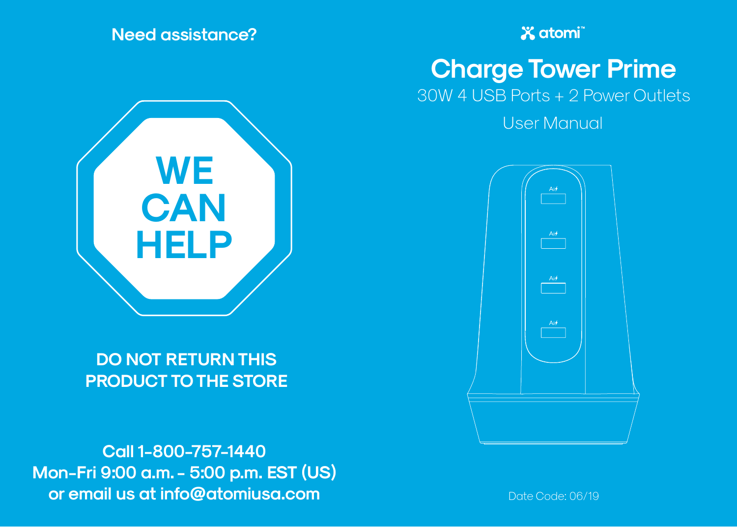Need assistance?

# WE CAN HELP

**DO NOT RETURN THIS PRODUCT TO THE STORE**

**Call 1-800-757-1440**
**Mon-Fri 9:00 a.m. - 5:00 p.m. EST (US)**
**or email us at info@atomiusa.com**

atomi™

# Charge Tower Prime

30W 4 USB Ports + 2 Power Outlets

User Manual

Ai⚡

Ai⚡

Ai⚡

Ai⚡

Date Code: 06/19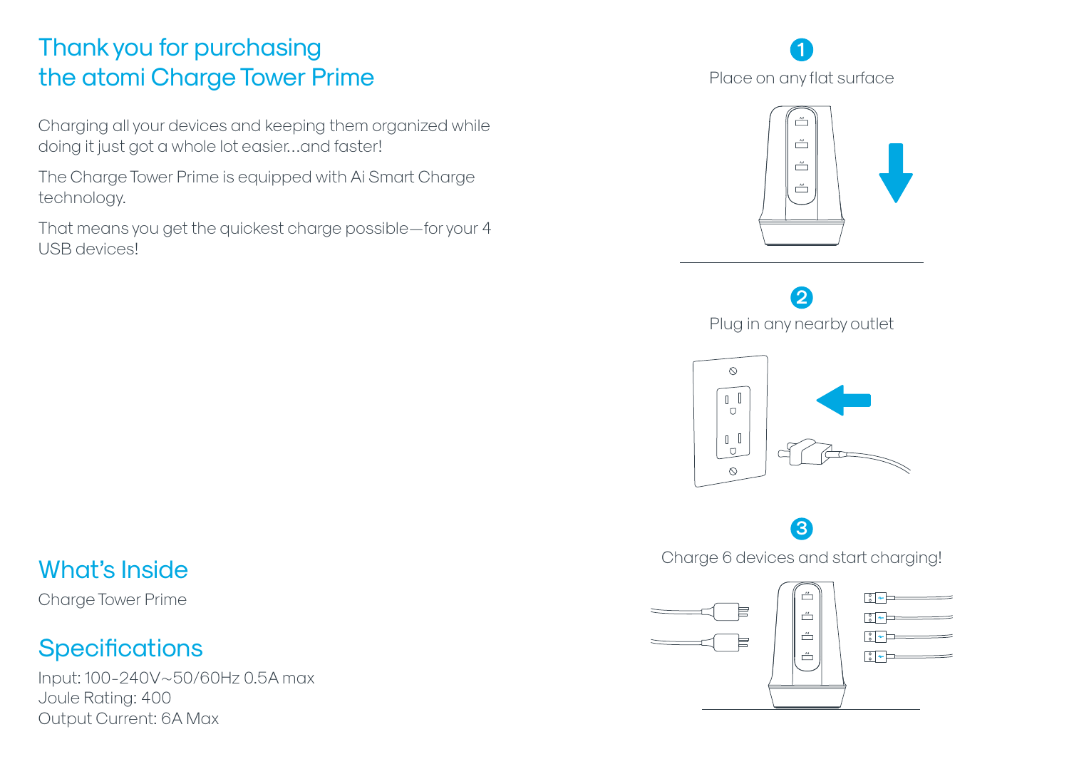# Thank you for purchasing the atomi Charge Tower Prime

Charging all your devices and keeping them organized while doing it just got a whole lot easier...and faster!

The Charge Tower Prime is equipped with Ai Smart Charge technology.

That means you get the quickest charge possible—for your 4 USB devices!

## What's Inside

Charge Tower Prime

## Specifications

Input: 100-240V~50/60Hz 0.5A max
Joule Rating: 400
Output Current: 6A Max

**1** Place on any flat surface

**2** Plug in any nearby outlet

**3** Charge 6 devices and start charging!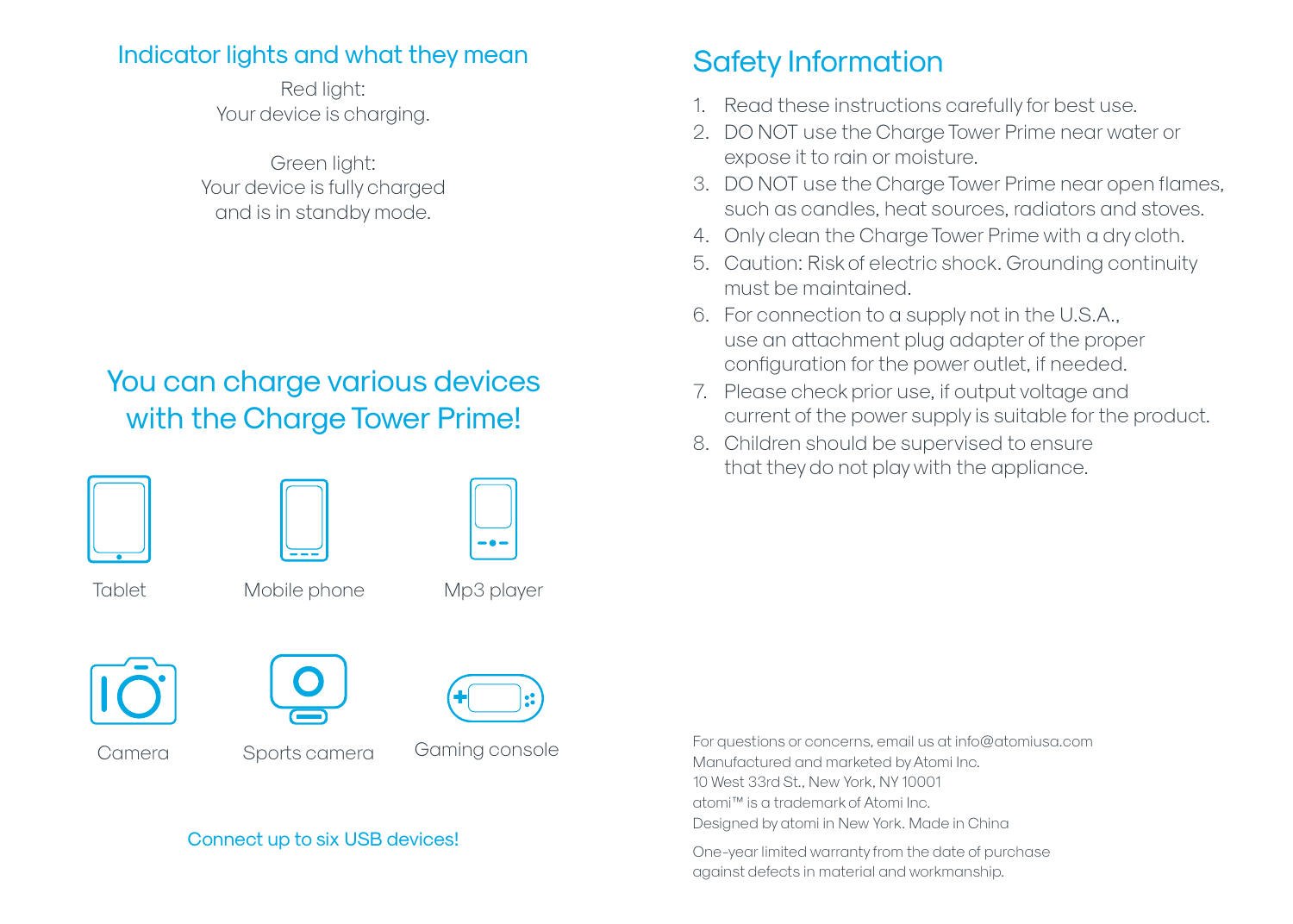## Indicator lights and what they mean

Red light:
Your device is charging.

Green light:
Your device is fully charged
and is in standby mode.

## You can charge various devices with the Charge Tower Prime!

Tablet

Mobile phone

Mp3 player

Camera

Sports camera

Gaming console

Connect up to six USB devices!

## Safety Information

1. Read these instructions carefully for best use.
2. DO NOT use the Charge Tower Prime near water or expose it to rain or moisture.
3. DO NOT use the Charge Tower Prime near open flames, such as candles, heat sources, radiators and stoves.
4. Only clean the Charge Tower Prime with a dry cloth.
5. Caution: Risk of electric shock. Grounding continuity must be maintained.
6. For connection to a supply not in the U.S.A., use an attachment plug adapter of the proper configuration for the power outlet, if needed.
7. Please check prior use, if output voltage and current of the power supply is suitable for the product.
8. Children should be supervised to ensure that they do not play with the appliance.

For questions or concerns, email us at info@atomiusa.com
Manufactured and marketed by Atomi Inc.
10 West 33rd St., New York, NY 10001
atomi™ is a trademark of Atomi Inc.
Designed by atomi in New York. Made in China

One-year limited warranty from the date of purchase against defects in material and workmanship.